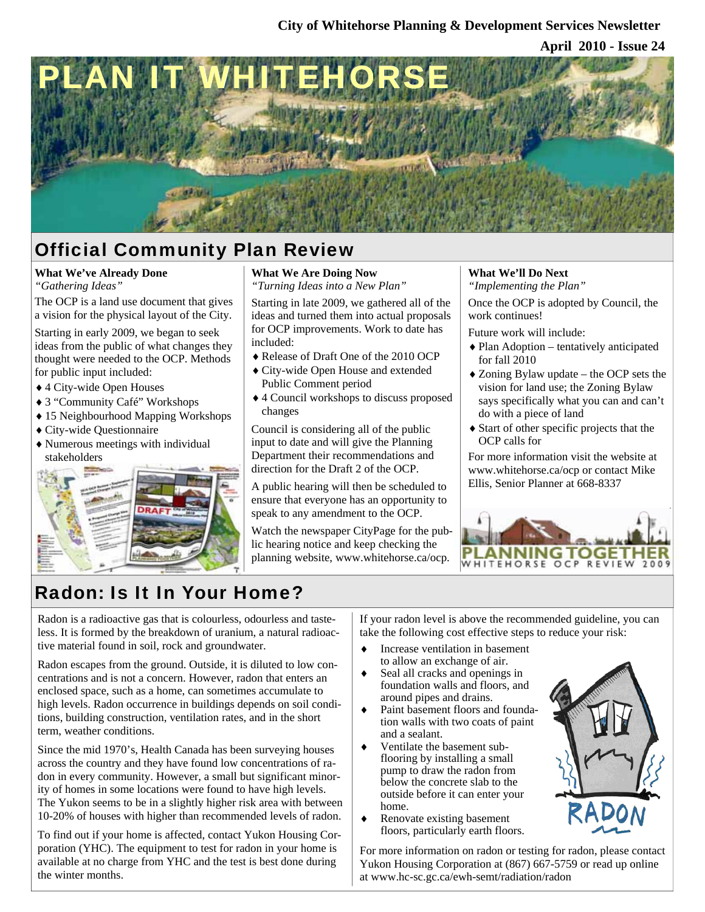City of Whitehorse Planning & Development Services Newsletter

April 2010 - Issue 24

# PLAN IT WHITEHORSE

## Official Community Plan Review

### What We've Already Done

*"Gathering Ideas"*

The OCP is a land use document that gives a vision for the physical layout of the City.

Starting in early 2009, we began to seek ideas from the public of what changes they thought were needed to the OCP. Methods for public input included:

- 4 City-wide Open Houses
- 3 "Community Café" Workshops
- 15 Neighbourhood Mapping Workshops
- City-wide Questionnaire
- Numerous meetings with individual stakeholders

### What We Are Doing Now

*"Turning Ideas into a New Plan"*

Starting in late 2009, we gathered all of the ideas and turned them into actual proposals for OCP improvements. Work to date has included:

- Release of Draft One of the 2010 OCP
- City-wide Open House and extended Public Comment period
- 4 Council workshops to discuss proposed changes

Council is considering all of the public input to date and will give the Planning Department their recommendations and direction for the Draft 2 of the OCP.

A public hearing will then be scheduled to ensure that everyone has an opportunity to speak to any amendment to the OCP.

Watch the newspaper CityPage for the public hearing notice and keep checking the planning website, www.whitehorse.ca/ocp.

### What We'll Do Next

*"Implementing the Plan"*

Once the OCP is adopted by Council, the work continues!

Future work will include:

- Plan Adoption – tentatively anticipated for fall 2010
- Zoning Bylaw update – the OCP sets the vision for land use; the Zoning Bylaw says specifically what you can and can't do with a piece of land
- Start of other specific projects that the OCP calls for

For more information visit the website at www.whitehorse.ca/ocp or contact Mike Ellis, Senior Planner at 668-8337

PLANNING TOGETHER
WHITEHORSE OCP REVIEW 2009

## Radon: Is It In Your Home?

Radon is a radioactive gas that is colourless, odourless and tasteless. It is formed by the breakdown of uranium, a natural radioactive material found in soil, rock and groundwater.

Radon escapes from the ground. Outside, it is diluted to low concentrations and is not a concern. However, radon that enters an enclosed space, such as a home, can sometimes accumulate to high levels. Radon occurrence in buildings depends on soil conditions, building construction, ventilation rates, and in the short term, weather conditions.

Since the mid 1970's, Health Canada has been surveying houses across the country and they have found low concentrations of radon in every community. However, a small but significant minority of homes in some locations were found to have high levels. The Yukon seems to be in a slightly higher risk area with between 10-20% of houses with higher than recommended levels of radon.

To find out if your home is affected, contact Yukon Housing Corporation (YHC). The equipment to test for radon in your home is available at no charge from YHC and the test is best done during the winter months.

If your radon level is above the recommended guideline, you can take the following cost effective steps to reduce your risk:

- Increase ventilation in basement to allow an exchange of air.
- Seal all cracks and openings in foundation walls and floors, and around pipes and drains.
- Paint basement floors and foundation walls with two coats of paint and a sealant.
- Ventilate the basement subflooring by installing a small pump to draw the radon from below the concrete slab to the outside before it can enter your home.
- Renovate existing basement floors, particularly earth floors.

For more information on radon or testing for radon, please contact Yukon Housing Corporation at (867) 667-5759 or read up online at www.hc-sc.gc.ca/ewh-semt/radiation/radon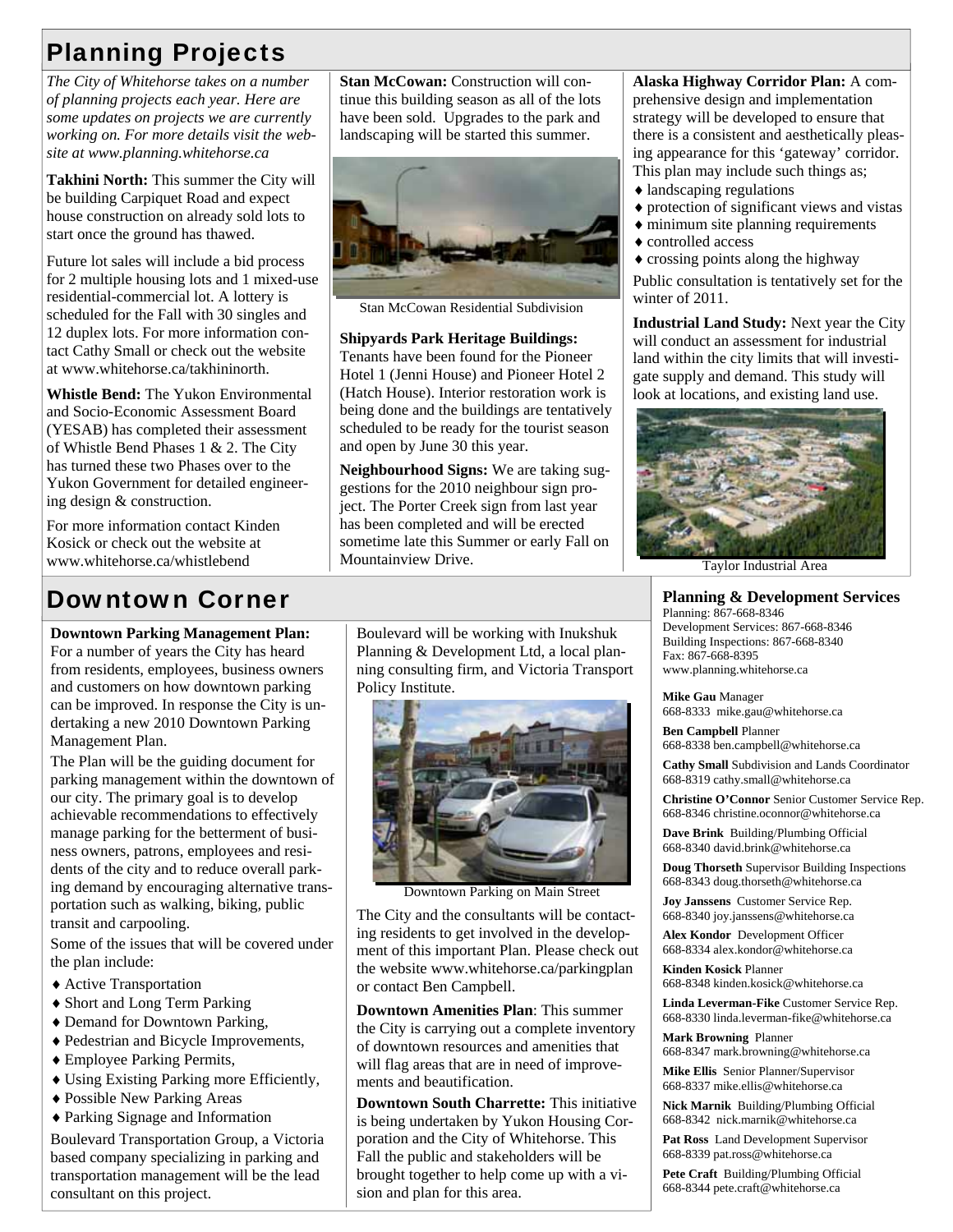## Planning Projects

*The City of Whitehorse takes on a number of planning projects each year. Here are some updates on projects we are currently working on. For more details visit the website at www.planning.whitehorse.ca*

**Takhini North:** This summer the City will be building Carpiquet Road and expect house construction on already sold lots to start once the ground has thawed.

Future lot sales will include a bid process for 2 multiple housing lots and 1 mixed-use residential-commercial lot. A lottery is scheduled for the Fall with 30 singles and 12 duplex lots. For more information contact Cathy Small or check out the website at www.whitehorse.ca/takhininorth.

**Whistle Bend:** The Yukon Environmental and Socio-Economic Assessment Board (YESAB) has completed their assessment of Whistle Bend Phases 1 & 2. The City has turned these two Phases over to the Yukon Government for detailed engineering design & construction.

For more information contact Kinden Kosick or check out the website at www.whitehorse.ca/whistlebend

**Stan McCowan:** Construction will continue this building season as all of the lots have been sold. Upgrades to the park and landscaping will be started this summer.

Stan McCowan Residential Subdivision

**Shipyards Park Heritage Buildings:** Tenants have been found for the Pioneer Hotel 1 (Jenni House) and Pioneer Hotel 2 (Hatch House). Interior restoration work is being done and the buildings are tentatively scheduled to be ready for the tourist season and open by June 30 this year.

**Neighbourhood Signs:** We are taking suggestions for the 2010 neighbour sign project. The Porter Creek sign from last year has been completed and will be erected sometime late this Summer or early Fall on Mountainview Drive.

**Alaska Highway Corridor Plan:** A comprehensive design and implementation strategy will be developed to ensure that there is a consistent and aesthetically pleasing appearance for this 'gateway' corridor. This plan may include such things as;

- landscaping regulations
- protection of significant views and vistas
- minimum site planning requirements
- controlled access
- crossing points along the highway

Public consultation is tentatively set for the winter of 2011.

**Industrial Land Study:** Next year the City will conduct an assessment for industrial land within the city limits that will investigate supply and demand. This study will look at locations, and existing land use.

Taylor Industrial Area

## Downtown Corner

**Downtown Parking Management Plan:** For a number of years the City has heard from residents, employees, business owners and customers on how downtown parking can be improved. In response the City is undertaking a new 2010 Downtown Parking Management Plan.

The Plan will be the guiding document for parking management within the downtown of our city. The primary goal is to develop achievable recommendations to effectively manage parking for the betterment of business owners, patrons, employees and residents of the city and to reduce overall parking demand by encouraging alternative transportation such as walking, biking, public transit and carpooling.

Some of the issues that will be covered under the plan include:

- Active Transportation
- Short and Long Term Parking
- Demand for Downtown Parking,
- Pedestrian and Bicycle Improvements,
- Employee Parking Permits,
- Using Existing Parking more Efficiently,
- Possible New Parking Areas
- Parking Signage and Information

Boulevard Transportation Group, a Victoria based company specializing in parking and transportation management will be the lead consultant on this project. Boulevard will be working with Inukshuk Planning & Development Ltd, a local planning consulting firm, and Victoria Transport Policy Institute.

Downtown Parking on Main Street

The City and the consultants will be contacting residents to get involved in the development of this important Plan. Please check out the website www.whitehorse.ca/parkingplan or contact Ben Campbell.

**Downtown Amenities Plan**: This summer the City is carrying out a complete inventory of downtown resources and amenities that will flag areas that are in need of improvements and beautification.

**Downtown South Charrette:** This initiative is being undertaken by Yukon Housing Corporation and the City of Whitehorse. This Fall the public and stakeholders will be brought together to help come up with a vision and plan for this area.

### Planning & Development Services

Planning: 867-668-8346
Development Services: 867-668-8346
Building Inspections: 867-668-8340
Fax: 867-668-8395
www.planning.whitehorse.ca

**Mike Gau** Manager
668-8333 mike.gau@whitehorse.ca

**Ben Campbell** Planner
668-8338 ben.campbell@whitehorse.ca

**Cathy Small** Subdivision and Lands Coordinator
668-8319 cathy.small@whitehorse.ca

**Christine O'Connor** Senior Customer Service Rep.
668-8346 christine.oconnor@whitehorse.ca

**Dave Brink** Building/Plumbing Official
668-8340 david.brink@whitehorse.ca

**Doug Thorseth** Supervisor Building Inspections
668-8343 doug.thorseth@whitehorse.ca

**Joy Janssens** Customer Service Rep.
668-8340 joy.janssens@whitehorse.ca

**Alex Kondor** Development Officer
668-8334 alex.kondor@whitehorse.ca

**Kinden Kosick** Planner
668-8348 kinden.kosick@whitehorse.ca

**Linda Leverman-Fike** Customer Service Rep.
668-8330 linda.leverman-fike@whitehorse.ca

**Mark Browning** Planner
668-8347 mark.browning@whitehorse.ca

**Mike Ellis** Senior Planner/Supervisor
668-8337 mike.ellis@whitehorse.ca

**Nick Marnik** Building/Plumbing Official
668-8342 nick.marnik@whitehorse.ca

**Pat Ross** Land Development Supervisor
668-8339 pat.ross@whitehorse.ca

**Pete Craft** Building/Plumbing Official
668-8344 pete.craft@whitehorse.ca